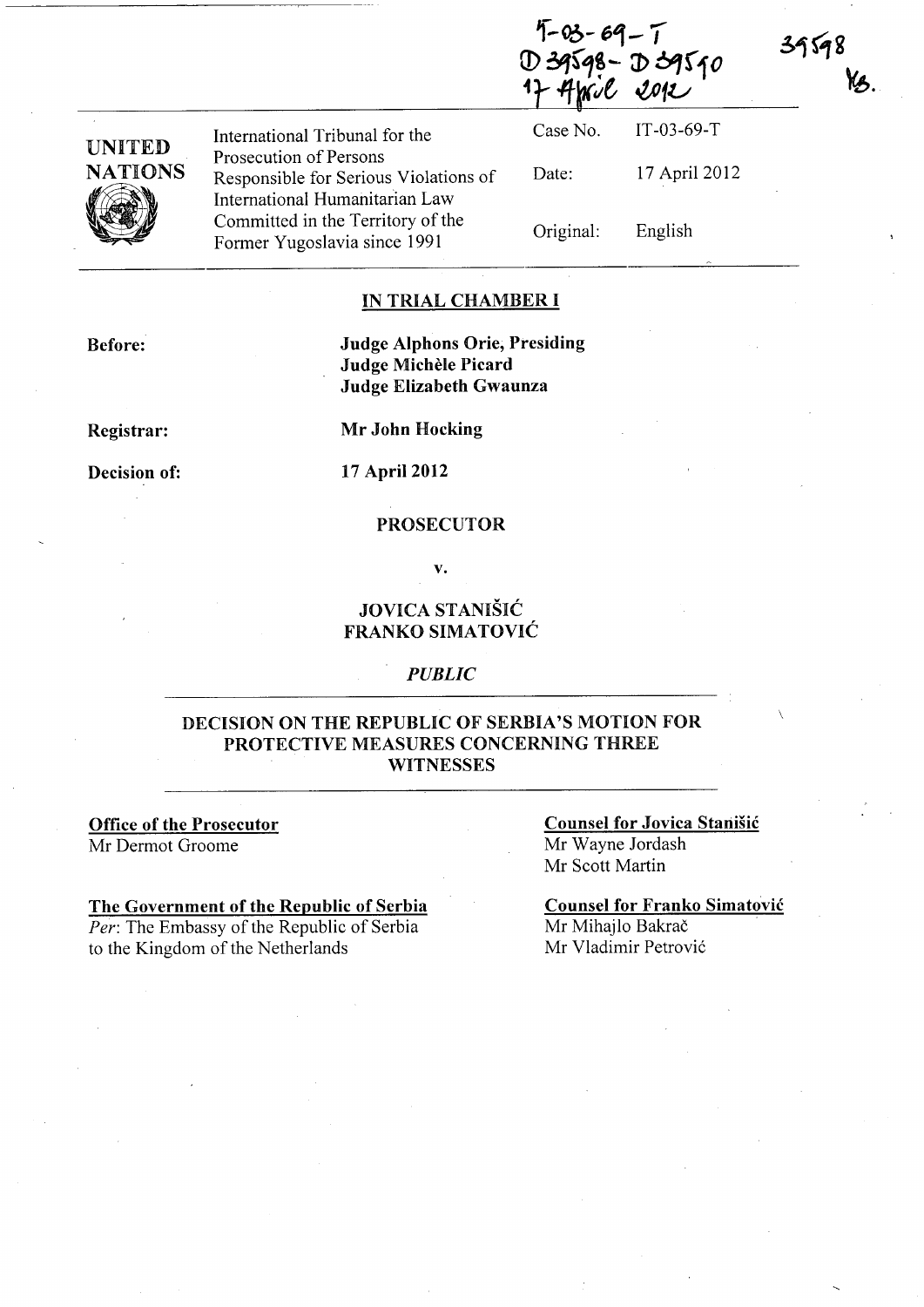IT-03-69-T
D 39598 - D 39590
17 April 2012

39598
KB.

**UNITED NATIONS**

International Tribunal for the Prosecution of Persons Responsible for Serious Violations of International Humanitarian Law Committed in the Territory of the Former Yugoslavia since 1991

| | |
|---|---|
| Case No. | IT-03-69-T |
| Date: | 17 April 2012 |
| Original: | English |

## IN TRIAL CHAMBER I

**Before:**
**Judge Alphons Orie, Presiding**
**Judge Michèle Picard**
**Judge Elizabeth Gwaunza**

**Registrar:** **Mr John Hocking**

**Decision of:** **17 April 2012**

**PROSECUTOR**

**v.**

**JOVICA STANIŠIĆ**
**FRANKO SIMATOVIĆ**

*PUBLIC*

## DECISION ON THE REPUBLIC OF SERBIA'S MOTION FOR PROTECTIVE MEASURES CONCERNING THREE WITNESSES

**Office of the Prosecutor**
Mr Dermot Groome

**The Government of the Republic of Serbia**
*Per*: The Embassy of the Republic of Serbia to the Kingdom of the Netherlands

**Counsel for Jovica Stanišić**
Mr Wayne Jordash
Mr Scott Martin

**Counsel for Franko Simatović**
Mr Mihajlo Bakrač
Mr Vladimir Petrović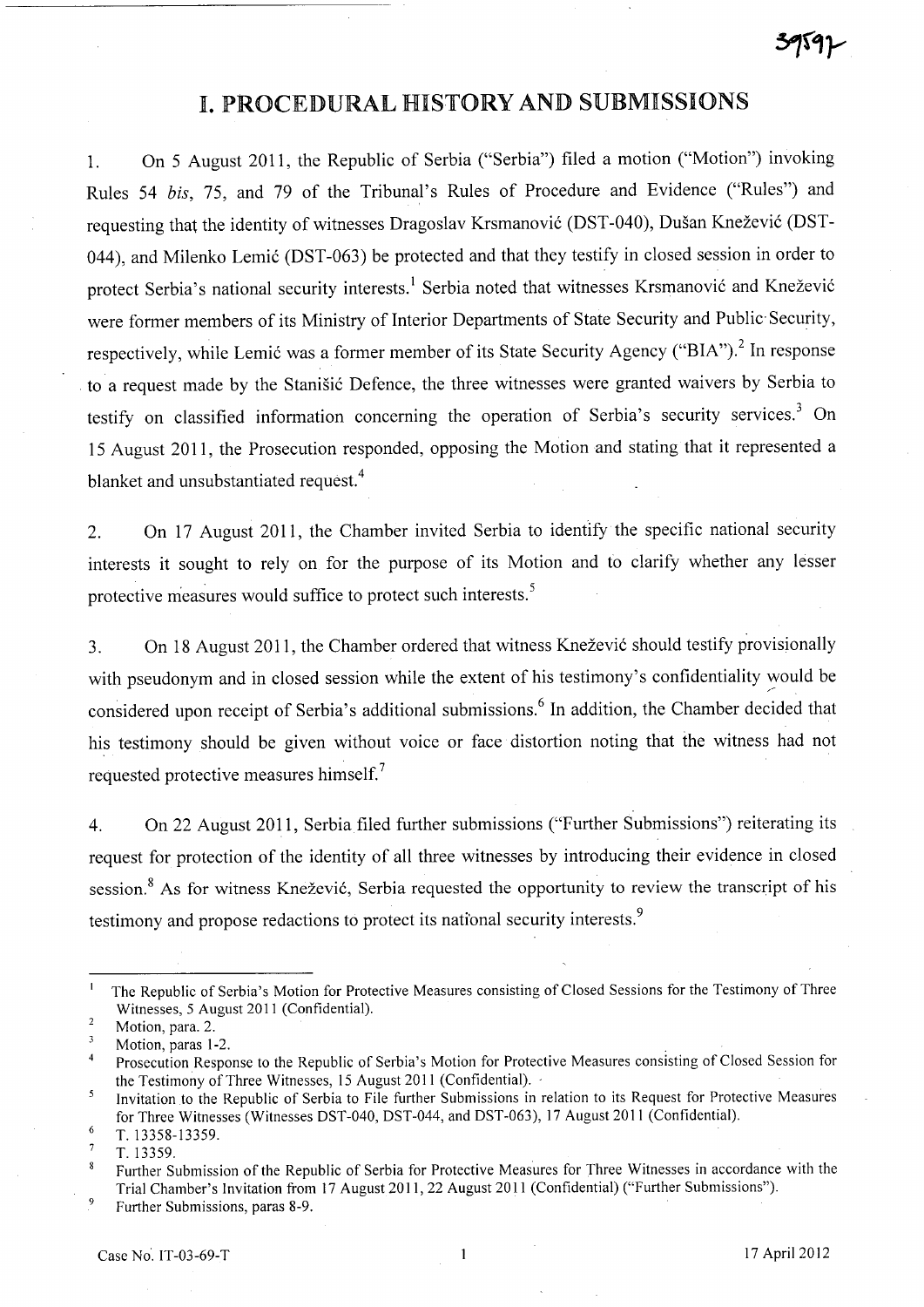# I. PROCEDURAL HISTORY AND SUBMISSIONS

1. On 5 August 2011, the Republic of Serbia ("Serbia") filed a motion ("Motion") invoking Rules 54 *bis*, 75, and 79 of the Tribunal's Rules of Procedure and Evidence ("Rules") and requesting that the identity of witnesses Dragoslav Krsmanović (DST-040), Dušan Knežević (DST-044), and Milenko Lemić (DST-063) be protected and that they testify in closed session in order to protect Serbia's national security interests.[1] Serbia noted that witnesses Krsmanović and Knežević were former members of its Ministry of Interior Departments of State Security and Public Security, respectively, while Lemić was a former member of its State Security Agency ("BIA").[2] In response to a request made by the Stanišić Defence, the three witnesses were granted waivers by Serbia to testify on classified information concerning the operation of Serbia's security services.[3] On 15 August 2011, the Prosecution responded, opposing the Motion and stating that it represented a blanket and unsubstantiated request.[4]

2. On 17 August 2011, the Chamber invited Serbia to identify the specific national security interests it sought to rely on for the purpose of its Motion and to clarify whether any lesser protective measures would suffice to protect such interests.[5]

3. On 18 August 2011, the Chamber ordered that witness Knežević should testify provisionally with pseudonym and in closed session while the extent of his testimony's confidentiality would be considered upon receipt of Serbia's additional submissions.[6] In addition, the Chamber decided that his testimony should be given without voice or face distortion noting that the witness had not requested protective measures himself.[7]

4. On 22 August 2011, Serbia filed further submissions ("Further Submissions") reiterating its request for protection of the identity of all three witnesses by introducing their evidence in closed session.[8] As for witness Knežević, Serbia requested the opportunity to review the transcript of his testimony and propose redactions to protect its national security interests.[9]

---

1 The Republic of Serbia's Motion for Protective Measures consisting of Closed Sessions for the Testimony of Three Witnesses, 5 August 2011 (Confidential).

2 Motion, para. 2.

3 Motion, paras 1-2.

4 Prosecution Response to the Republic of Serbia's Motion for Protective Measures consisting of Closed Session for the Testimony of Three Witnesses, 15 August 2011 (Confidential).

5 Invitation to the Republic of Serbia to File further Submissions in relation to its Request for Protective Measures for Three Witnesses (Witnesses DST-040, DST-044, and DST-063), 17 August 2011 (Confidential).

6 T. 13358-13359.

7 T. 13359.

8 Further Submission of the Republic of Serbia for Protective Measures for Three Witnesses in accordance with the Trial Chamber's Invitation from 17 August 2011, 22 August 2011 (Confidential) ("Further Submissions").

9 Further Submissions, paras 8-9.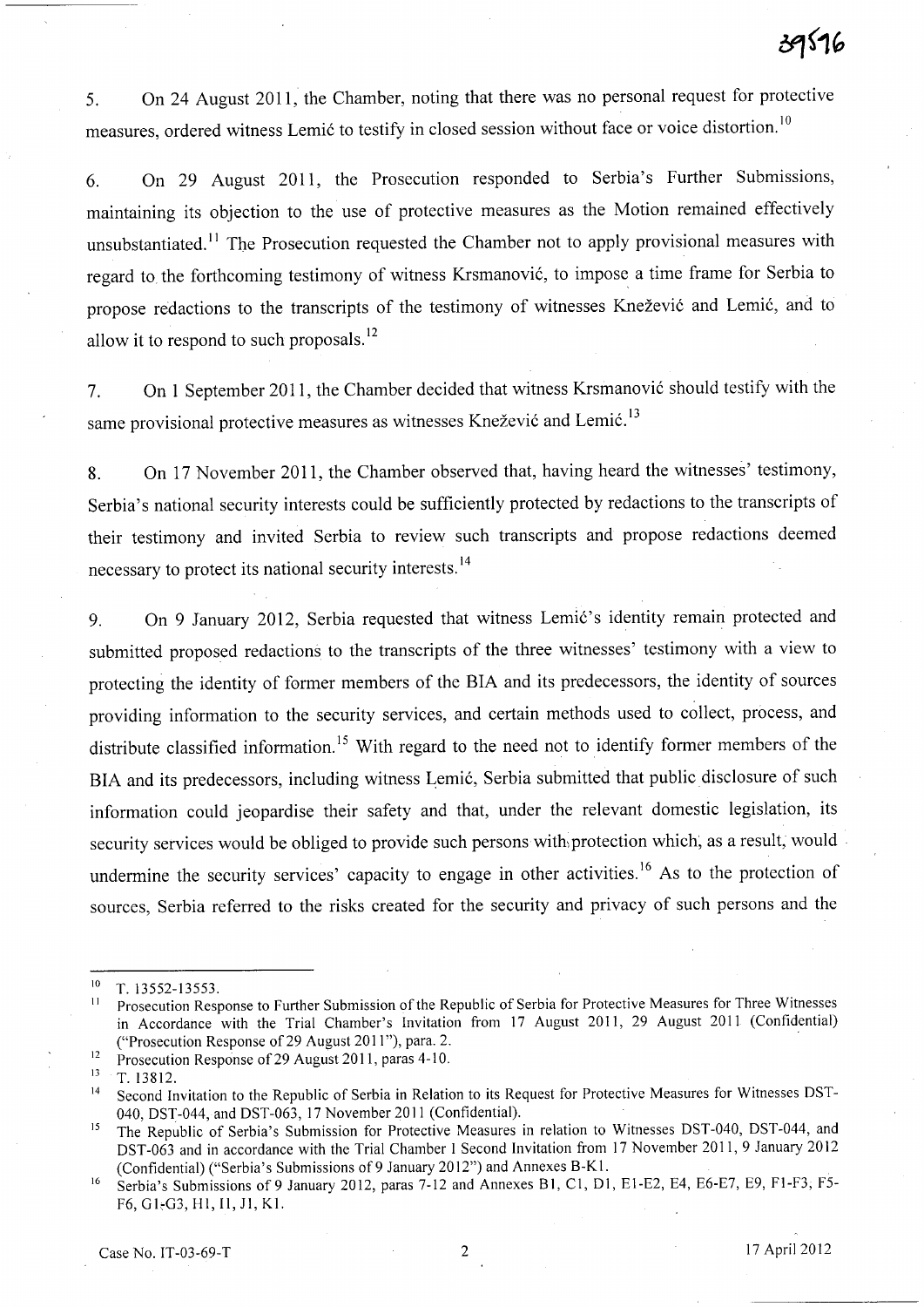5. On 24 August 2011, the Chamber, noting that there was no personal request for protective measures, ordered witness Lemić to testify in closed session without face or voice distortion.[10]

6. On 29 August 2011, the Prosecution responded to Serbia's Further Submissions, maintaining its objection to the use of protective measures as the Motion remained effectively unsubstantiated.[11] The Prosecution requested the Chamber not to apply provisional measures with regard to the forthcoming testimony of witness Krsmanović, to impose a time frame for Serbia to propose redactions to the transcripts of the testimony of witnesses Knežević and Lemić, and to allow it to respond to such proposals.[12]

7. On 1 September 2011, the Chamber decided that witness Krsmanović should testify with the same provisional protective measures as witnesses Knežević and Lemić.[13]

8. On 17 November 2011, the Chamber observed that, having heard the witnesses' testimony, Serbia's national security interests could be sufficiently protected by redactions to the transcripts of their testimony and invited Serbia to review such transcripts and propose redactions deemed necessary to protect its national security interests.[14]

9. On 9 January 2012, Serbia requested that witness Lemić's identity remain protected and submitted proposed redactions to the transcripts of the three witnesses' testimony with a view to protecting the identity of former members of the BIA and its predecessors, the identity of sources providing information to the security services, and certain methods used to collect, process, and distribute classified information.[15] With regard to the need not to identify former members of the BIA and its predecessors, including witness Lemić, Serbia submitted that public disclosure of such information could jeopardise their safety and that, under the relevant domestic legislation, its security services would be obliged to provide such persons with protection which, as a result, would undermine the security services' capacity to engage in other activities.[16] As to the protection of sources, Serbia referred to the risks created for the security and privacy of such persons and the

---

[10] T. 13552-13553.

[11] Prosecution Response to Further Submission of the Republic of Serbia for Protective Measures for Three Witnesses in Accordance with the Trial Chamber's Invitation from 17 August 2011, 29 August 2011 (Confidential) ("Prosecution Response of 29 August 2011"), para. 2.

[12] Prosecution Response of 29 August 2011, paras 4-10.

[13] T. 13812.

[14] Second Invitation to the Republic of Serbia in Relation to its Request for Protective Measures for Witnesses DST-040, DST-044, and DST-063, 17 November 2011 (Confidential).

[15] The Republic of Serbia's Submission for Protective Measures in relation to Witnesses DST-040, DST-044, and DST-063 and in accordance with the Trial Chamber I Second Invitation from 17 November 2011, 9 January 2012 (Confidential) ("Serbia's Submissions of 9 January 2012") and Annexes B-K1.

[16] Serbia's Submissions of 9 January 2012, paras 7-12 and Annexes B1, C1, D1, E1-E2, E4, E6-E7, E9, F1-F3, F5-F6, G1-G3, H1, I1, J1, K1.

Case No. IT-03-69-T 17 April 2012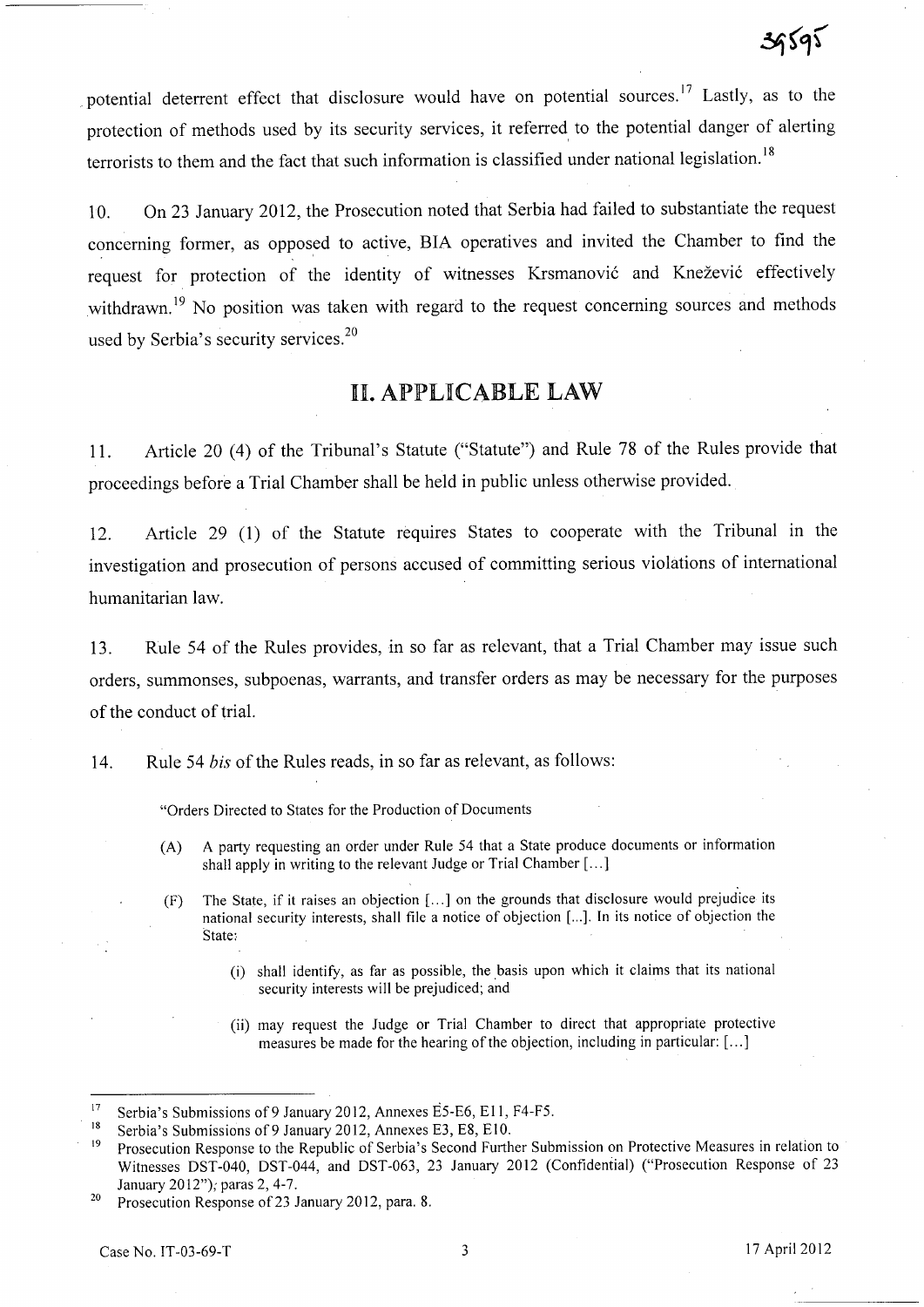potential deterrent effect that disclosure would have on potential sources.[17] Lastly, as to the protection of methods used by its security services, it referred to the potential danger of alerting terrorists to them and the fact that such information is classified under national legislation.[18]

10. On 23 January 2012, the Prosecution noted that Serbia had failed to substantiate the request concerning former, as opposed to active, BIA operatives and invited the Chamber to find the request for protection of the identity of witnesses Krsmanović and Knežević effectively withdrawn.[19] No position was taken with regard to the request concerning sources and methods used by Serbia's security services.[20]

## II. APPLICABLE LAW

11. Article 20 (4) of the Tribunal's Statute ("Statute") and Rule 78 of the Rules provide that proceedings before a Trial Chamber shall be held in public unless otherwise provided.

12. Article 29 (1) of the Statute requires States to cooperate with the Tribunal in the investigation and prosecution of persons accused of committing serious violations of international humanitarian law.

13. Rule 54 of the Rules provides, in so far as relevant, that a Trial Chamber may issue such orders, summonses, subpoenas, warrants, and transfer orders as may be necessary for the purposes of the conduct of trial.

14. Rule 54 *bis* of the Rules reads, in so far as relevant, as follows:

> "Orders Directed to States for the Production of Documents
>
> (A) A party requesting an order under Rule 54 that a State produce documents or information shall apply in writing to the relevant Judge or Trial Chamber [...]
>
> (F) The State, if it raises an objection [...] on the grounds that disclosure would prejudice its national security interests, shall file a notice of objection [...]. In its notice of objection the State:
>
> (i) shall identify, as far as possible, the basis upon which it claims that its national security interests will be prejudiced; and
>
> (ii) may request the Judge or Trial Chamber to direct that appropriate protective measures be made for the hearing of the objection, including in particular: [...]

---

[17] Serbia's Submissions of 9 January 2012, Annexes E5-E6, E11, F4-F5.

[18] Serbia's Submissions of 9 January 2012, Annexes E3, E8, E10.

[19] Prosecution Response to the Republic of Serbia's Second Further Submission on Protective Measures in relation to Witnesses DST-040, DST-044, and DST-063, 23 January 2012 (Confidential) ("Prosecution Response of 23 January 2012"), paras 2, 4-7.

[20] Prosecution Response of 23 January 2012, para. 8.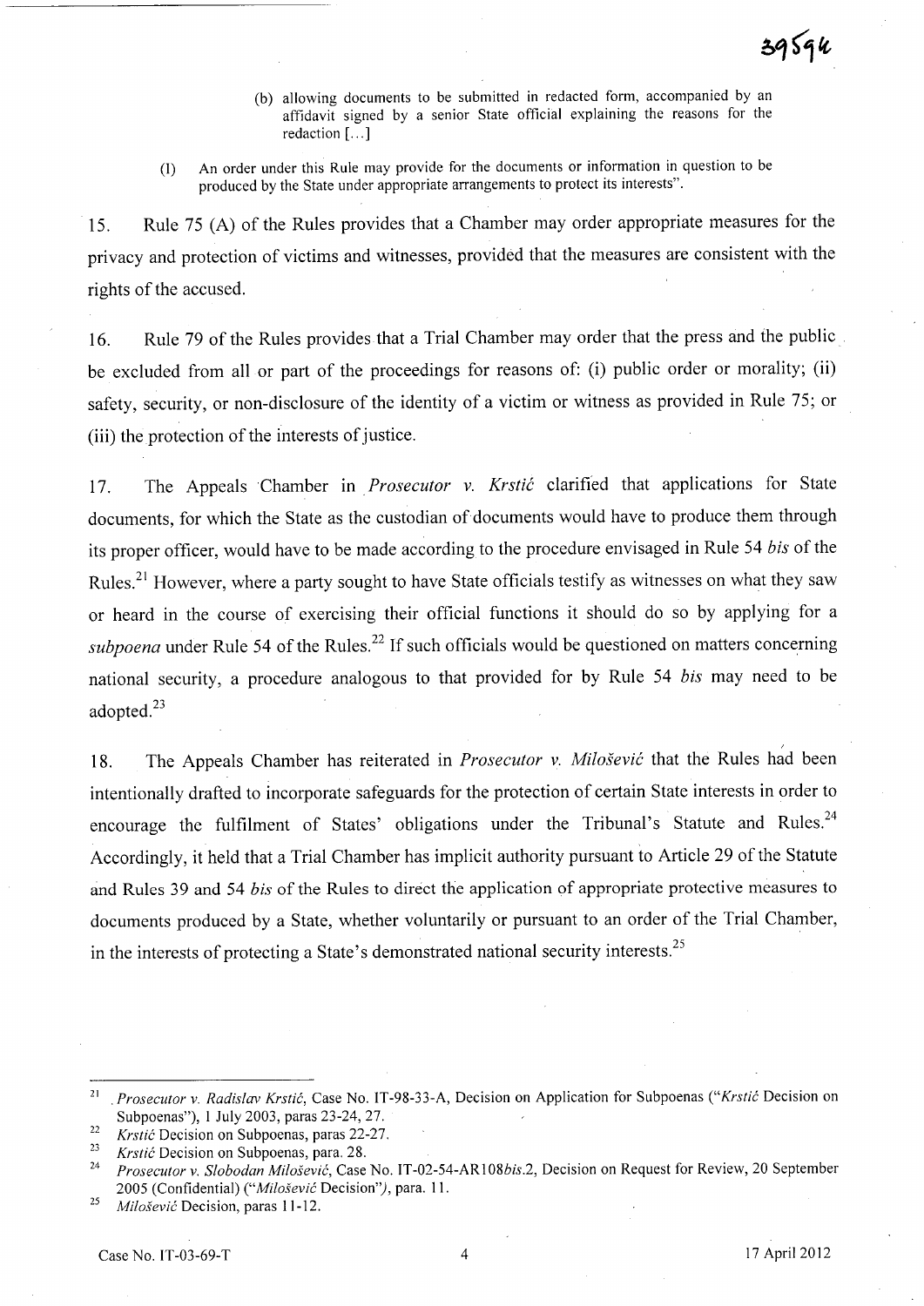(b) allowing documents to be submitted in redacted form, accompanied by an affidavit signed by a senior State official explaining the reasons for the redaction [...]

(I) An order under this Rule may provide for the documents or information in question to be produced by the State under appropriate arrangements to protect its interests".

15. Rule 75 (A) of the Rules provides that a Chamber may order appropriate measures for the privacy and protection of victims and witnesses, provided that the measures are consistent with the rights of the accused.

16. Rule 79 of the Rules provides that a Trial Chamber may order that the press and the public be excluded from all or part of the proceedings for reasons of: (i) public order or morality; (ii) safety, security, or non-disclosure of the identity of a victim or witness as provided in Rule 75; or (iii) the protection of the interests of justice.

17. The Appeals Chamber in *Prosecutor v. Krstić* clarified that applications for State documents, for which the State as the custodian of documents would have to produce them through its proper officer, would have to be made according to the procedure envisaged in Rule 54 *bis* of the Rules.[21] However, where a party sought to have State officials testify as witnesses on what they saw or heard in the course of exercising their official functions it should do so by applying for a *subpoena* under Rule 54 of the Rules.[22] If such officials would be questioned on matters concerning national security, a procedure analogous to that provided for by Rule 54 *bis* may need to be adopted.[23]

18. The Appeals Chamber has reiterated in *Prosecutor v. Milošević* that the Rules had been intentionally drafted to incorporate safeguards for the protection of certain State interests in order to encourage the fulfilment of States' obligations under the Tribunal's Statute and Rules.[24] Accordingly, it held that a Trial Chamber has implicit authority pursuant to Article 29 of the Statute and Rules 39 and 54 *bis* of the Rules to direct the application of appropriate protective measures to documents produced by a State, whether voluntarily or pursuant to an order of the Trial Chamber, in the interests of protecting a State's demonstrated national security interests.[25]

---

[21] *Prosecutor v. Radislav Krstić*, Case No. IT-98-33-A, Decision on Application for Subpoenas ("*Krstić* Decision on Subpoenas"), 1 July 2003, paras 23-24, 27.

[22] *Krstić* Decision on Subpoenas, paras 22-27.

[23] *Krstić* Decision on Subpoenas, para. 28.

[24] *Prosecutor v. Slobodan Milošević*, Case No. IT-02-54-AR108*bis*.2, Decision on Request for Review, 20 September 2005 (Confidential) ("*Milošević* Decision"), para. 11.

[25] *Milošević* Decision, paras 11-12.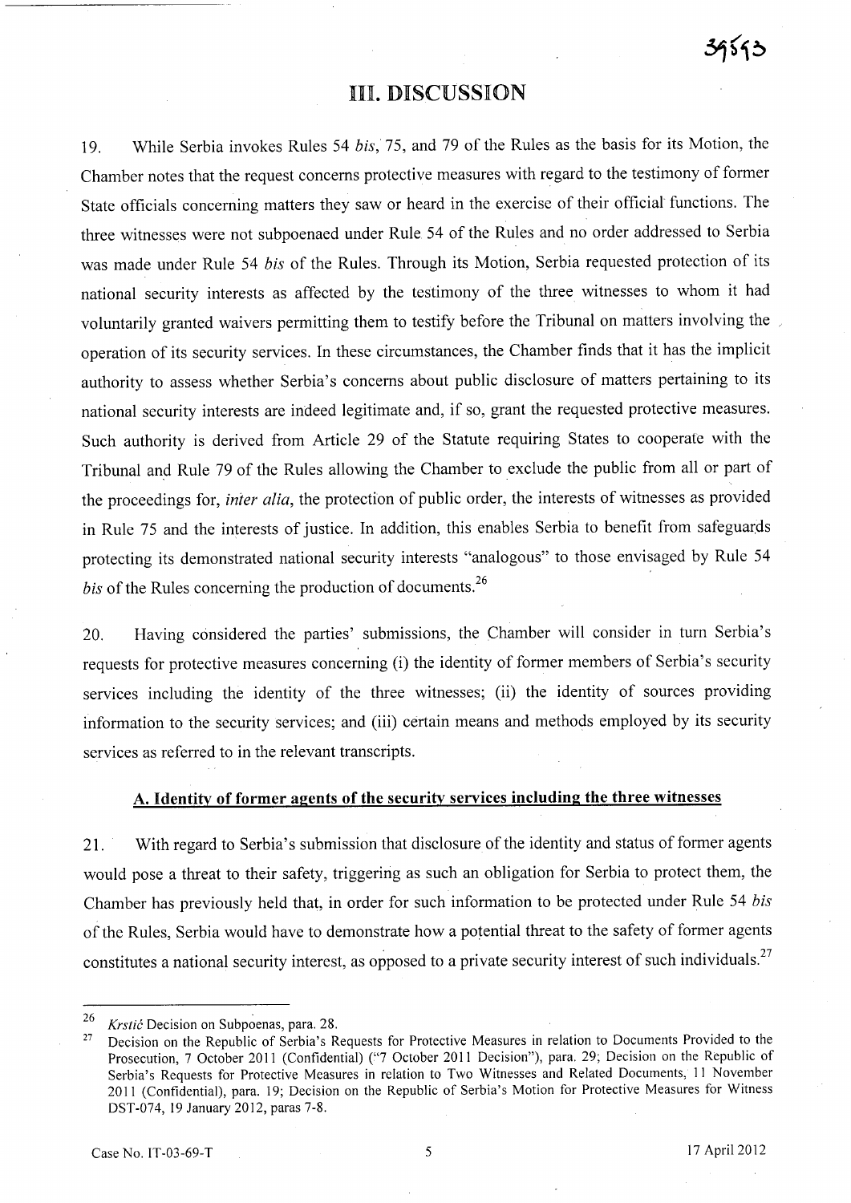# III. DISCUSSION

19. While Serbia invokes Rules 54 *bis*, 75, and 79 of the Rules as the basis for its Motion, the Chamber notes that the request concerns protective measures with regard to the testimony of former State officials concerning matters they saw or heard in the exercise of their official functions. The three witnesses were not subpoenaed under Rule 54 of the Rules and no order addressed to Serbia was made under Rule 54 *bis* of the Rules. Through its Motion, Serbia requested protection of its national security interests as affected by the testimony of the three witnesses to whom it had voluntarily granted waivers permitting them to testify before the Tribunal on matters involving the operation of its security services. In these circumstances, the Chamber finds that it has the implicit authority to assess whether Serbia's concerns about public disclosure of matters pertaining to its national security interests are indeed legitimate and, if so, grant the requested protective measures. Such authority is derived from Article 29 of the Statute requiring States to cooperate with the Tribunal and Rule 79 of the Rules allowing the Chamber to exclude the public from all or part of the proceedings for, *inter alia*, the protection of public order, the interests of witnesses as provided in Rule 75 and the interests of justice. In addition, this enables Serbia to benefit from safeguards protecting its demonstrated national security interests "analogous" to those envisaged by Rule 54 *bis* of the Rules concerning the production of documents.[26]

20. Having considered the parties' submissions, the Chamber will consider in turn Serbia's requests for protective measures concerning (i) the identity of former members of Serbia's security services including the identity of the three witnesses; (ii) the identity of sources providing information to the security services; and (iii) certain means and methods employed by its security services as referred to in the relevant transcripts.

## A. Identity of former agents of the security services including the three witnesses

21. With regard to Serbia's submission that disclosure of the identity and status of former agents would pose a threat to their safety, triggering as such an obligation for Serbia to protect them, the Chamber has previously held that, in order for such information to be protected under Rule 54 *bis* of the Rules, Serbia would have to demonstrate how a potential threat to the safety of former agents constitutes a national security interest, as opposed to a private security interest of such individuals.[27]

---

[26] *Krstić* Decision on Subpoenas, para. 28.

[27] Decision on the Republic of Serbia's Requests for Protective Measures in relation to Documents Provided to the Prosecution, 7 October 2011 (Confidential) ("7 October 2011 Decision"), para. 29; Decision on the Republic of Serbia's Requests for Protective Measures in relation to Two Witnesses and Related Documents, 11 November 2011 (Confidential), para. 19; Decision on the Republic of Serbia's Motion for Protective Measures for Witness DST-074, 19 January 2012, paras 7-8.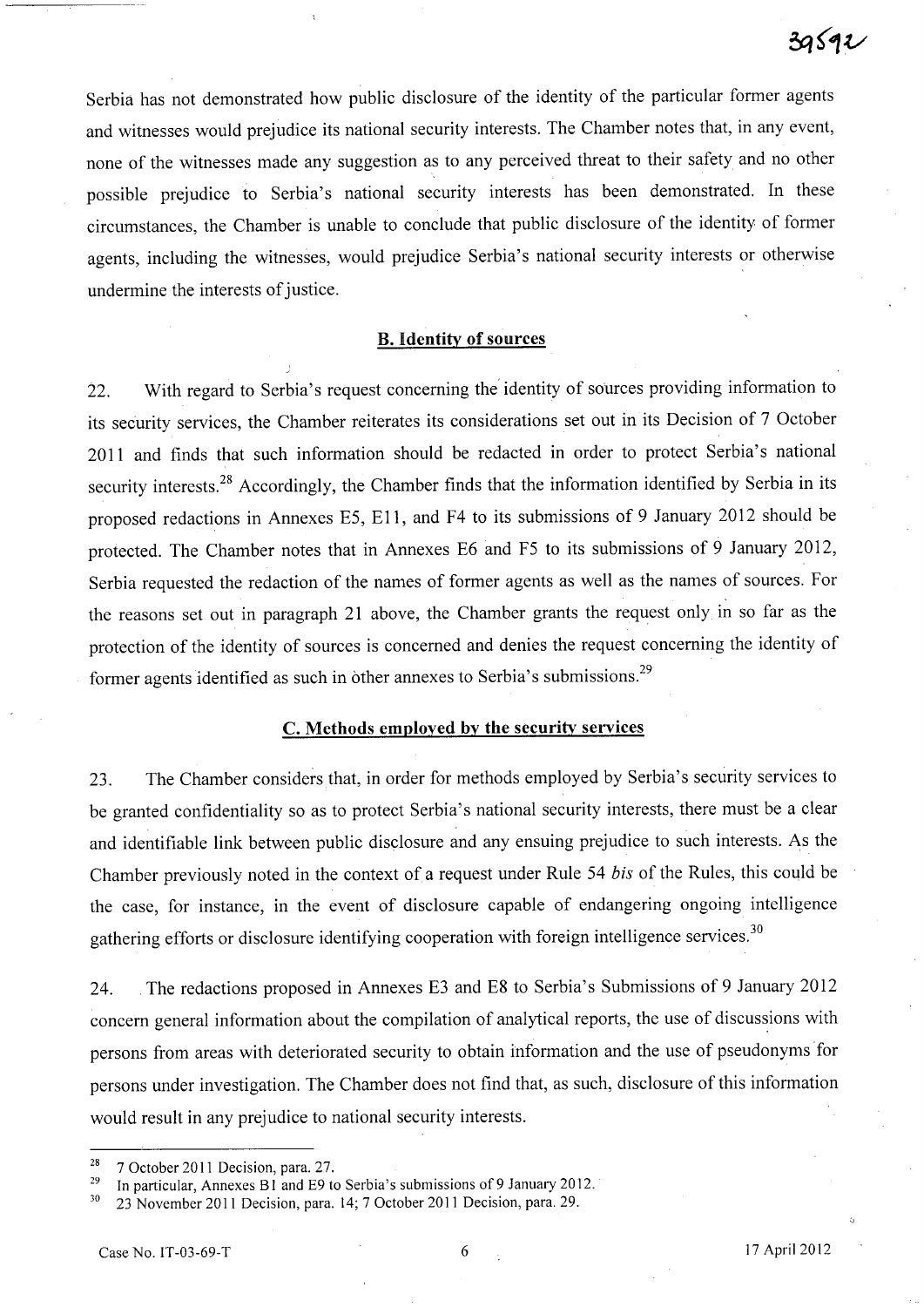Serbia has not demonstrated how public disclosure of the identity of the particular former agents and witnesses would prejudice its national security interests. The Chamber notes that, in any event, none of the witnesses made any suggestion as to any perceived threat to their safety and no other possible prejudice to Serbia's national security interests has been demonstrated. In these circumstances, the Chamber is unable to conclude that public disclosure of the identity of former agents, including the witnesses, would prejudice Serbia's national security interests or otherwise undermine the interests of justice.

## B. Identity of sources

22. With regard to Serbia's request concerning the identity of sources providing information to its security services, the Chamber reiterates its considerations set out in its Decision of 7 October 2011 and finds that such information should be redacted in order to protect Serbia's national security interests.[28] Accordingly, the Chamber finds that the information identified by Serbia in its proposed redactions in Annexes E5, E11, and F4 to its submissions of 9 January 2012 should be protected. The Chamber notes that in Annexes E6 and F5 to its submissions of 9 January 2012, Serbia requested the redaction of the names of former agents as well as the names of sources. For the reasons set out in paragraph 21 above, the Chamber grants the request only in so far as the protection of the identity of sources is concerned and denies the request concerning the identity of former agents identified as such in other annexes to Serbia's submissions.[29]

## C. Methods employed by the security services

23. The Chamber considers that, in order for methods employed by Serbia's security services to be granted confidentiality so as to protect Serbia's national security interests, there must be a clear and identifiable link between public disclosure and any ensuing prejudice to such interests. As the Chamber previously noted in the context of a request under Rule 54 *bis* of the Rules, this could be the case, for instance, in the event of disclosure capable of endangering ongoing intelligence gathering efforts or disclosure identifying cooperation with foreign intelligence services.[30]

24. The redactions proposed in Annexes E3 and E8 to Serbia's Submissions of 9 January 2012 concern general information about the compilation of analytical reports, the use of discussions with persons from areas with deteriorated security to obtain information and the use of pseudonyms for persons under investigation. The Chamber does not find that, as such, disclosure of this information would result in any prejudice to national security interests.

---

[28] 7 October 2011 Decision, para. 27.

[29] In particular, Annexes B1 and E9 to Serbia's submissions of 9 January 2012.

[30] 23 November 2011 Decision, para. 14; 7 October 2011 Decision, para. 29.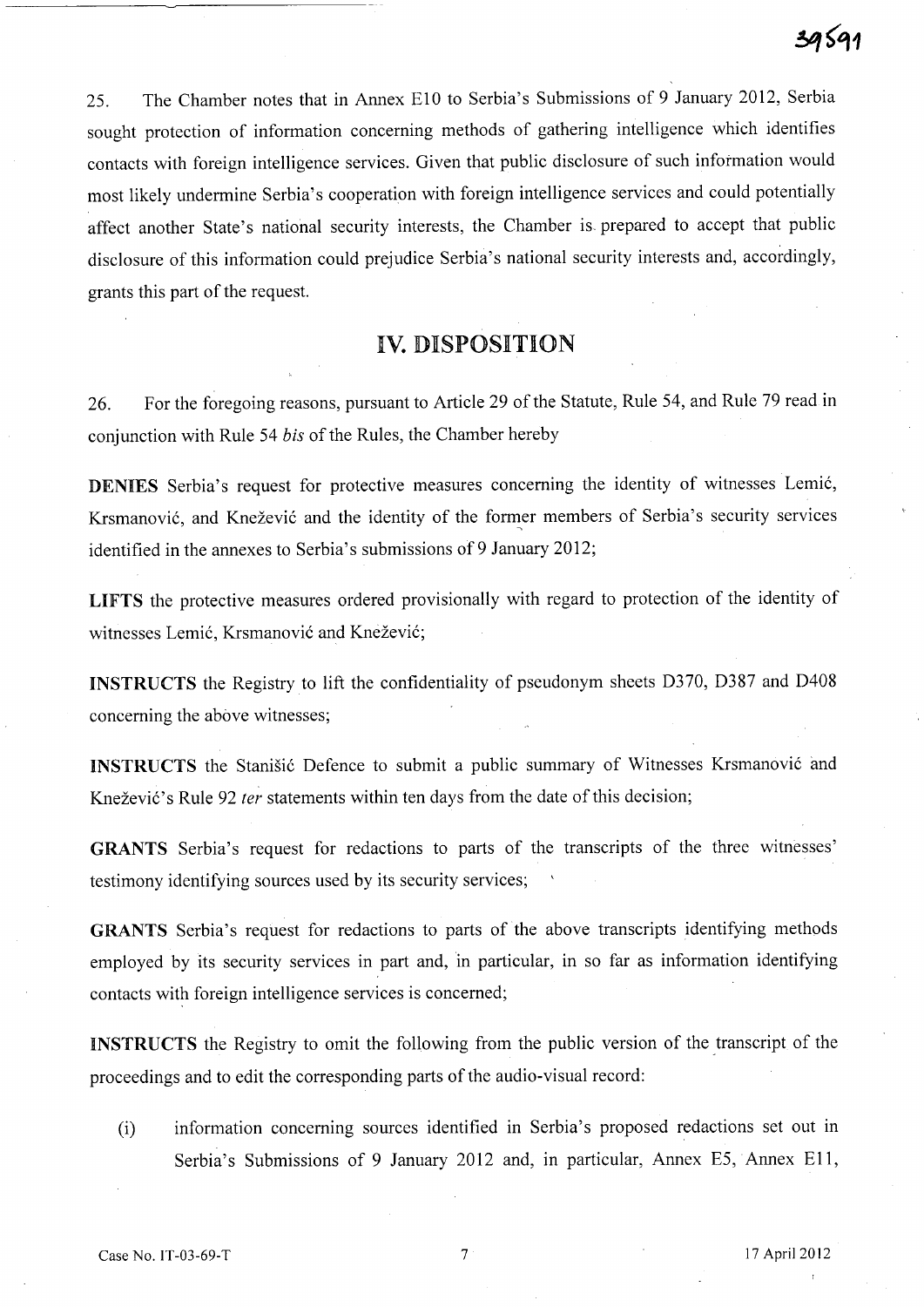25. The Chamber notes that in Annex E10 to Serbia's Submissions of 9 January 2012, Serbia sought protection of information concerning methods of gathering intelligence which identifies contacts with foreign intelligence services. Given that public disclosure of such information would most likely undermine Serbia's cooperation with foreign intelligence services and could potentially affect another State's national security interests, the Chamber is prepared to accept that public disclosure of this information could prejudice Serbia's national security interests and, accordingly, grants this part of the request.

## IV. DISPOSITION

26. For the foregoing reasons, pursuant to Article 29 of the Statute, Rule 54, and Rule 79 read in conjunction with Rule 54 *bis* of the Rules, the Chamber hereby

**DENIES** Serbia's request for protective measures concerning the identity of witnesses Lemić, Krsmanović, and Knežević and the identity of the former members of Serbia's security services identified in the annexes to Serbia's submissions of 9 January 2012;

**LIFTS** the protective measures ordered provisionally with regard to protection of the identity of witnesses Lemić, Krsmanović and Knežević;

**INSTRUCTS** the Registry to lift the confidentiality of pseudonym sheets D370, D387 and D408 concerning the above witnesses;

**INSTRUCTS** the Stanišić Defence to submit a public summary of Witnesses Krsmanović and Knežević's Rule 92 *ter* statements within ten days from the date of this decision;

**GRANTS** Serbia's request for redactions to parts of the transcripts of the three witnesses' testimony identifying sources used by its security services;

**GRANTS** Serbia's request for redactions to parts of the above transcripts identifying methods employed by its security services in part and, in particular, in so far as information identifying contacts with foreign intelligence services is concerned;

**INSTRUCTS** the Registry to omit the following from the public version of the transcript of the proceedings and to edit the corresponding parts of the audio-visual record:

(i) information concerning sources identified in Serbia's proposed redactions set out in Serbia's Submissions of 9 January 2012 and, in particular, Annex E5, Annex E11,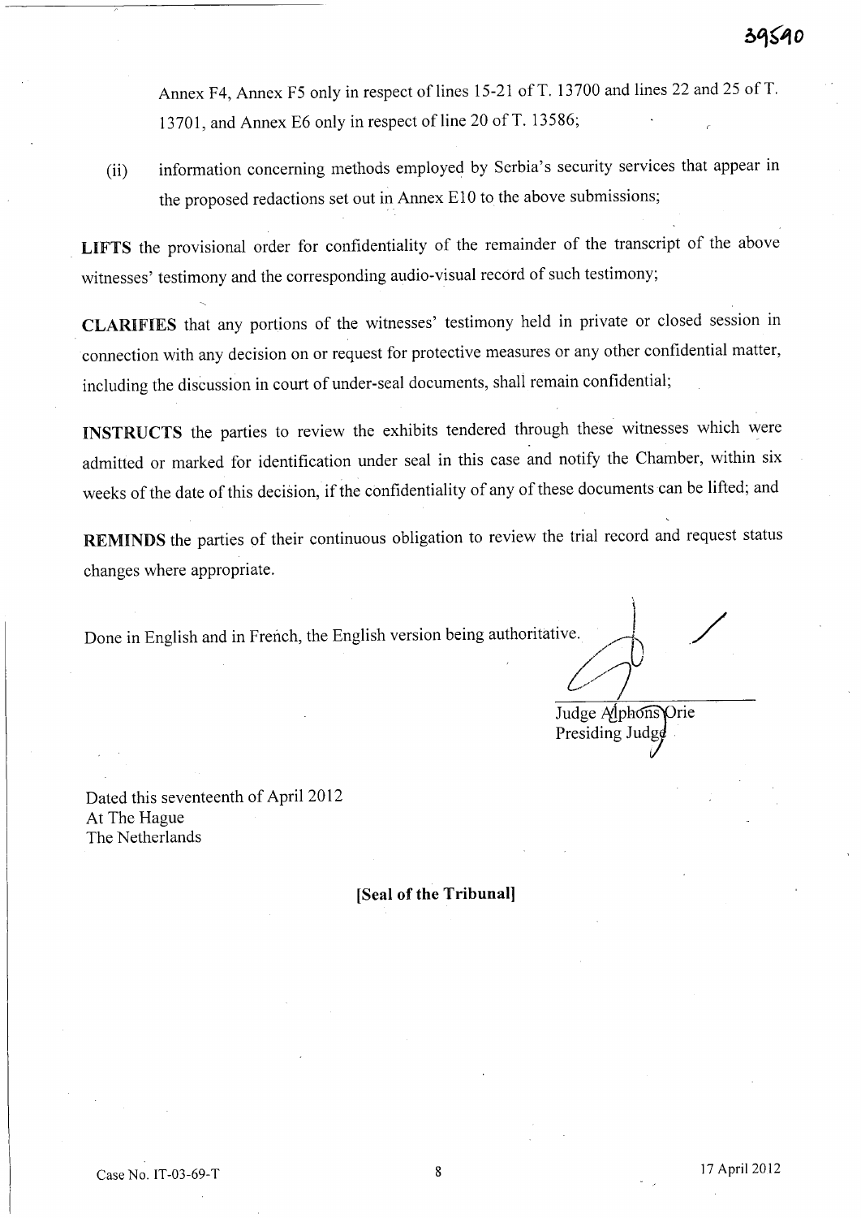Annex F4, Annex F5 only in respect of lines 15-21 of T. 13700 and lines 22 and 25 of T. 13701, and Annex E6 only in respect of line 20 of T. 13586;

(ii) information concerning methods employed by Serbia's security services that appear in the proposed redactions set out in Annex E10 to the above submissions;

**LIFTS** the provisional order for confidentiality of the remainder of the transcript of the above witnesses' testimony and the corresponding audio-visual record of such testimony;

**CLARIFIES** that any portions of the witnesses' testimony held in private or closed session in connection with any decision on or request for protective measures or any other confidential matter, including the discussion in court of under-seal documents, shall remain confidential;

**INSTRUCTS** the parties to review the exhibits tendered through these witnesses which were admitted or marked for identification under seal in this case and notify the Chamber, within six weeks of the date of this decision, if the confidentiality of any of these documents can be lifted; and

**REMINDS** the parties of their continuous obligation to review the trial record and request status changes where appropriate.

Done in English and in French, the English version being authoritative.

Judge Alphons Orie
Presiding Judge

Dated this seventeenth of April 2012
At The Hague
The Netherlands

**[Seal of the Tribunal]**